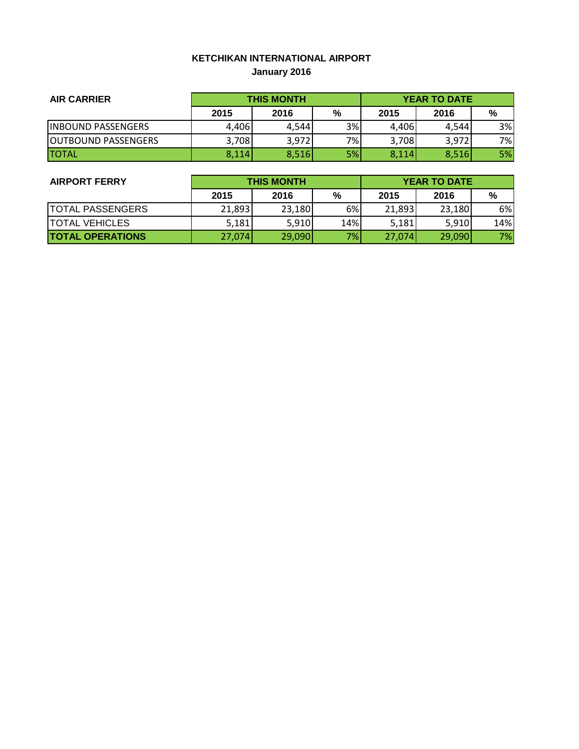# KETCHIKAN INTERNATIONAL AIRPORT

## January 2016

| AIR CARRIER | THIS MONTH | | | YEAR TO DATE | | |
|---|---|---|---|---|---|---|
| | 2015 | 2016 | % | 2015 | 2016 | % |
| INBOUND PASSENGERS | 4,406 | 4,544 | 3% | 4,406 | 4,544 | 3% |
| OUTBOUND PASSENGERS | 3,708 | 3,972 | 7% | 3,708 | 3,972 | 7% |
| TOTAL | 8,114 | 8,516 | 5% | 8,114 | 8,516 | 5% |

| AIRPORT FERRY | THIS MONTH | | | YEAR TO DATE | | |
|---|---|---|---|---|---|---|
| | 2015 | 2016 | % | 2015 | 2016 | % |
| TOTAL PASSENGERS | 21,893 | 23,180 | 6% | 21,893 | 23,180 | 6% |
| TOTAL VEHICLES | 5,181 | 5,910 | 14% | 5,181 | 5,910 | 14% |
| **TOTAL OPERATIONS** | 27,074 | 29,090 | 7% | 27,074 | 29,090 | 7% |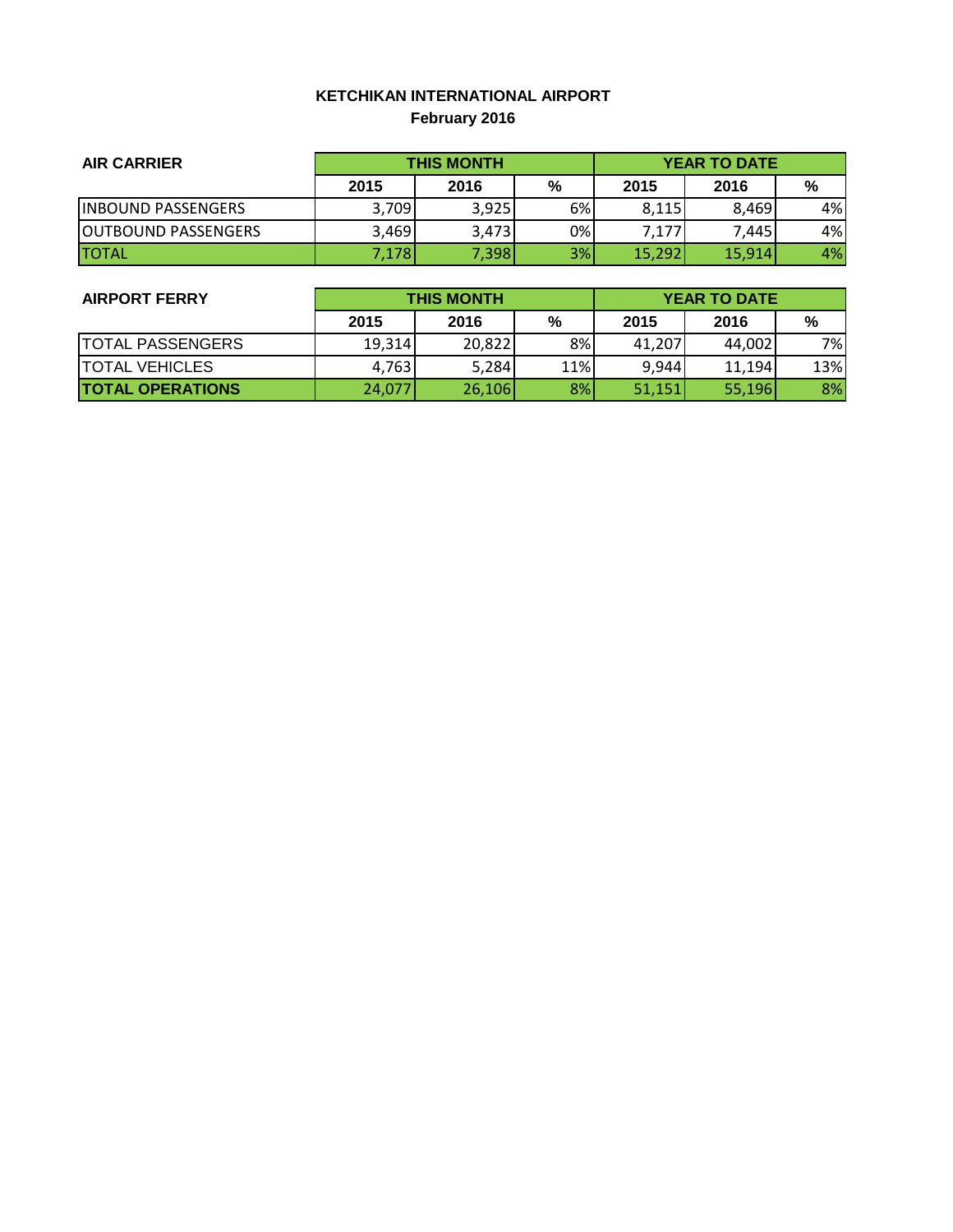# KETCHIKAN INTERNATIONAL AIRPORT

## February 2016

| AIR CARRIER | THIS MONTH | | | YEAR TO DATE | | |
|---|---|---|---|---|---|---|
| | 2015 | 2016 | % | 2015 | 2016 | % |
| INBOUND PASSENGERS | 3,709 | 3,925 | 6% | 8,115 | 8,469 | 4% |
| OUTBOUND PASSENGERS | 3,469 | 3,473 | 0% | 7,177 | 7,445 | 4% |
| TOTAL | 7,178 | 7,398 | 3% | 15,292 | 15,914 | 4% |

| AIRPORT FERRY | THIS MONTH | | | YEAR TO DATE | | |
|---|---|---|---|---|---|---|
| | 2015 | 2016 | % | 2015 | 2016 | % |
| TOTAL PASSENGERS | 19,314 | 20,822 | 8% | 41,207 | 44,002 | 7% |
| TOTAL VEHICLES | 4,763 | 5,284 | 11% | 9,944 | 11,194 | 13% |
| **TOTAL OPERATIONS** | 24,077 | 26,106 | 8% | 51,151 | 55,196 | 8% |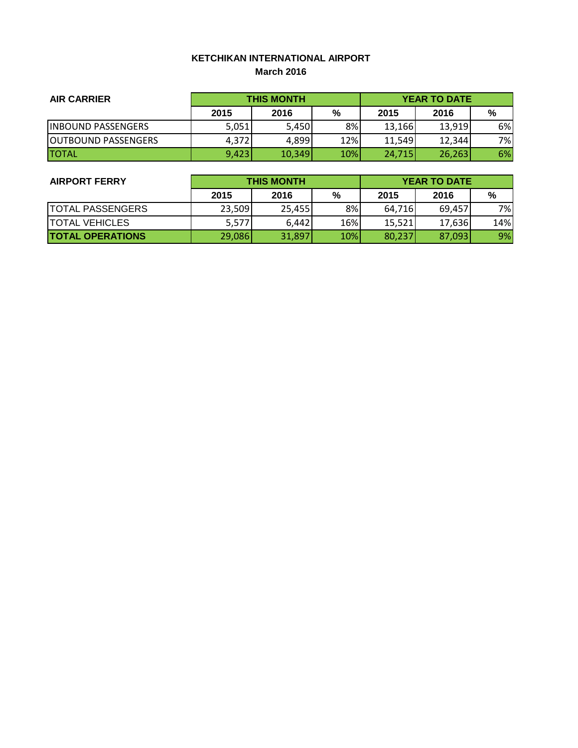**KETCHIKAN INTERNATIONAL AIRPORT**

**March 2016**

| AIR CARRIER | THIS MONTH | | | YEAR TO DATE | | |
|---|---|---|---|---|---|---|
| | 2015 | 2016 | % | 2015 | 2016 | % |
| INBOUND PASSENGERS | 5,051 | 5,450 | 8% | 13,166 | 13,919 | 6% |
| OUTBOUND PASSENGERS | 4,372 | 4,899 | 12% | 11,549 | 12,344 | 7% |
| TOTAL | 9,423 | 10,349 | 10% | 24,715 | 26,263 | 6% |

| AIRPORT FERRY | THIS MONTH | | | YEAR TO DATE | | |
|---|---|---|---|---|---|---|
| | 2015 | 2016 | % | 2015 | 2016 | % |
| TOTAL PASSENGERS | 23,509 | 25,455 | 8% | 64,716 | 69,457 | 7% |
| TOTAL VEHICLES | 5,577 | 6,442 | 16% | 15,521 | 17,636 | 14% |
| **TOTAL OPERATIONS** | 29,086 | 31,897 | 10% | 80,237 | 87,093 | 9% |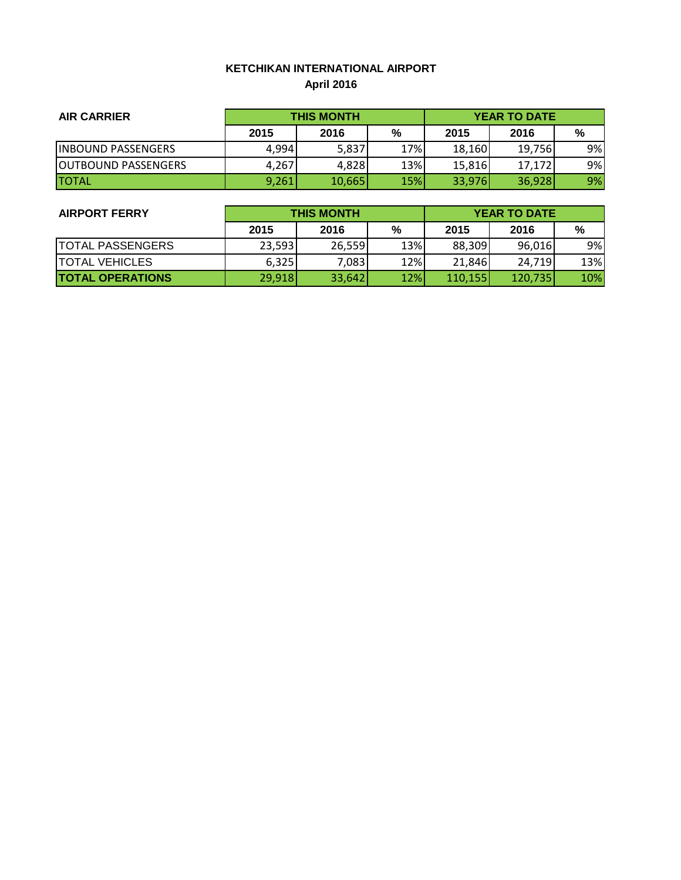**KETCHIKAN INTERNATIONAL AIRPORT**

**April 2016**

| AIR CARRIER | THIS MONTH | | | YEAR TO DATE | | |
|---|---|---|---|---|---|---|
| | 2015 | 2016 | % | 2015 | 2016 | % |
| INBOUND PASSENGERS | 4,994 | 5,837 | 17% | 18,160 | 19,756 | 9% |
| OUTBOUND PASSENGERS | 4,267 | 4,828 | 13% | 15,816 | 17,172 | 9% |
| TOTAL | 9,261 | 10,665 | 15% | 33,976 | 36,928 | 9% |

| AIRPORT FERRY | THIS MONTH | | | YEAR TO DATE | | |
|---|---|---|---|---|---|---|
| | 2015 | 2016 | % | 2015 | 2016 | % |
| TOTAL PASSENGERS | 23,593 | 26,559 | 13% | 88,309 | 96,016 | 9% |
| TOTAL VEHICLES | 6,325 | 7,083 | 12% | 21,846 | 24,719 | 13% |
| **TOTAL OPERATIONS** | 29,918 | 33,642 | 12% | 110,155 | 120,735 | 10% |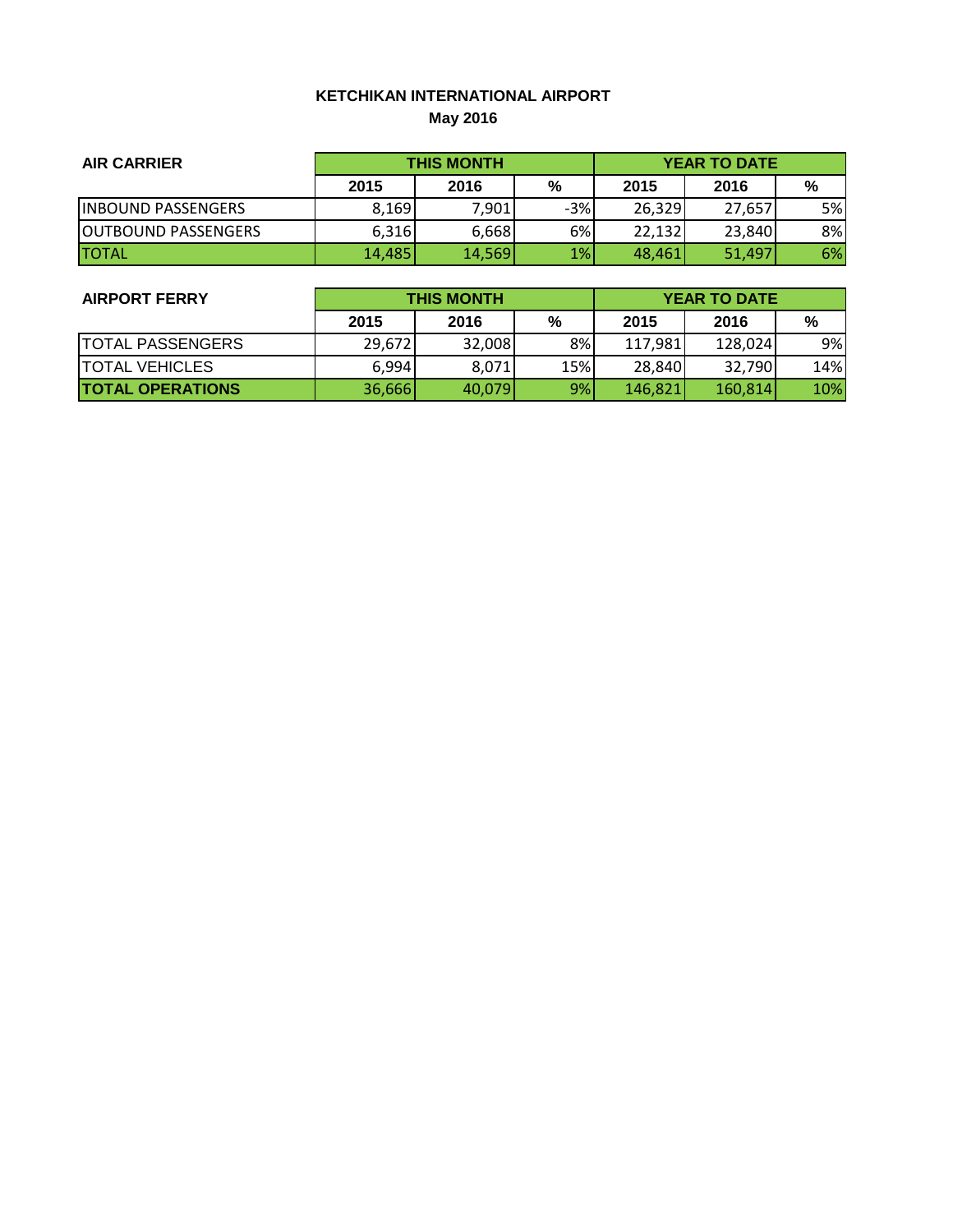**KETCHIKAN INTERNATIONAL AIRPORT**

**May 2016**

| AIR CARRIER | THIS MONTH | | | YEAR TO DATE | | |
|---|---|---|---|---|---|---|
| | 2015 | 2016 | % | 2015 | 2016 | % |
| INBOUND PASSENGERS | 8,169 | 7,901 | -3% | 26,329 | 27,657 | 5% |
| OUTBOUND PASSENGERS | 6,316 | 6,668 | 6% | 22,132 | 23,840 | 8% |
| TOTAL | 14,485 | 14,569 | 1% | 48,461 | 51,497 | 6% |

| AIRPORT FERRY | THIS MONTH | | | YEAR TO DATE | | |
|---|---|---|---|---|---|---|
| | 2015 | 2016 | % | 2015 | 2016 | % |
| TOTAL PASSENGERS | 29,672 | 32,008 | 8% | 117,981 | 128,024 | 9% |
| TOTAL VEHICLES | 6,994 | 8,071 | 15% | 28,840 | 32,790 | 14% |
| **TOTAL OPERATIONS** | 36,666 | 40,079 | 9% | 146,821 | 160,814 | 10% |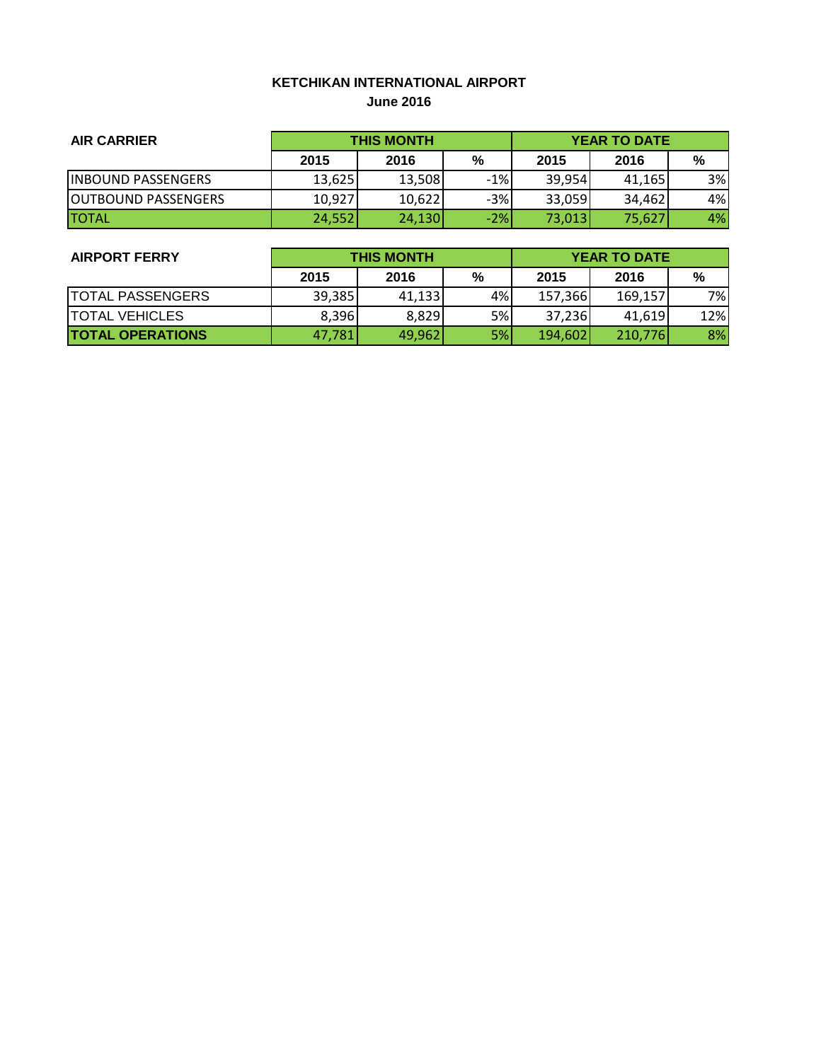**KETCHIKAN INTERNATIONAL AIRPORT**

**June 2016**

| AIR CARRIER | THIS MONTH | | | YEAR TO DATE | | |
|---|---|---|---|---|---|---|
| | 2015 | 2016 | % | 2015 | 2016 | % |
| INBOUND PASSENGERS | 13,625 | 13,508 | -1% | 39,954 | 41,165 | 3% |
| OUTBOUND PASSENGERS | 10,927 | 10,622 | -3% | 33,059 | 34,462 | 4% |
| TOTAL | 24,552 | 24,130 | -2% | 73,013 | 75,627 | 4% |

| AIRPORT FERRY | THIS MONTH | | | YEAR TO DATE | | |
|---|---|---|---|---|---|---|
| | 2015 | 2016 | % | 2015 | 2016 | % |
| TOTAL PASSENGERS | 39,385 | 41,133 | 4% | 157,366 | 169,157 | 7% |
| TOTAL VEHICLES | 8,396 | 8,829 | 5% | 37,236 | 41,619 | 12% |
| **TOTAL OPERATIONS** | 47,781 | 49,962 | 5% | 194,602 | 210,776 | 8% |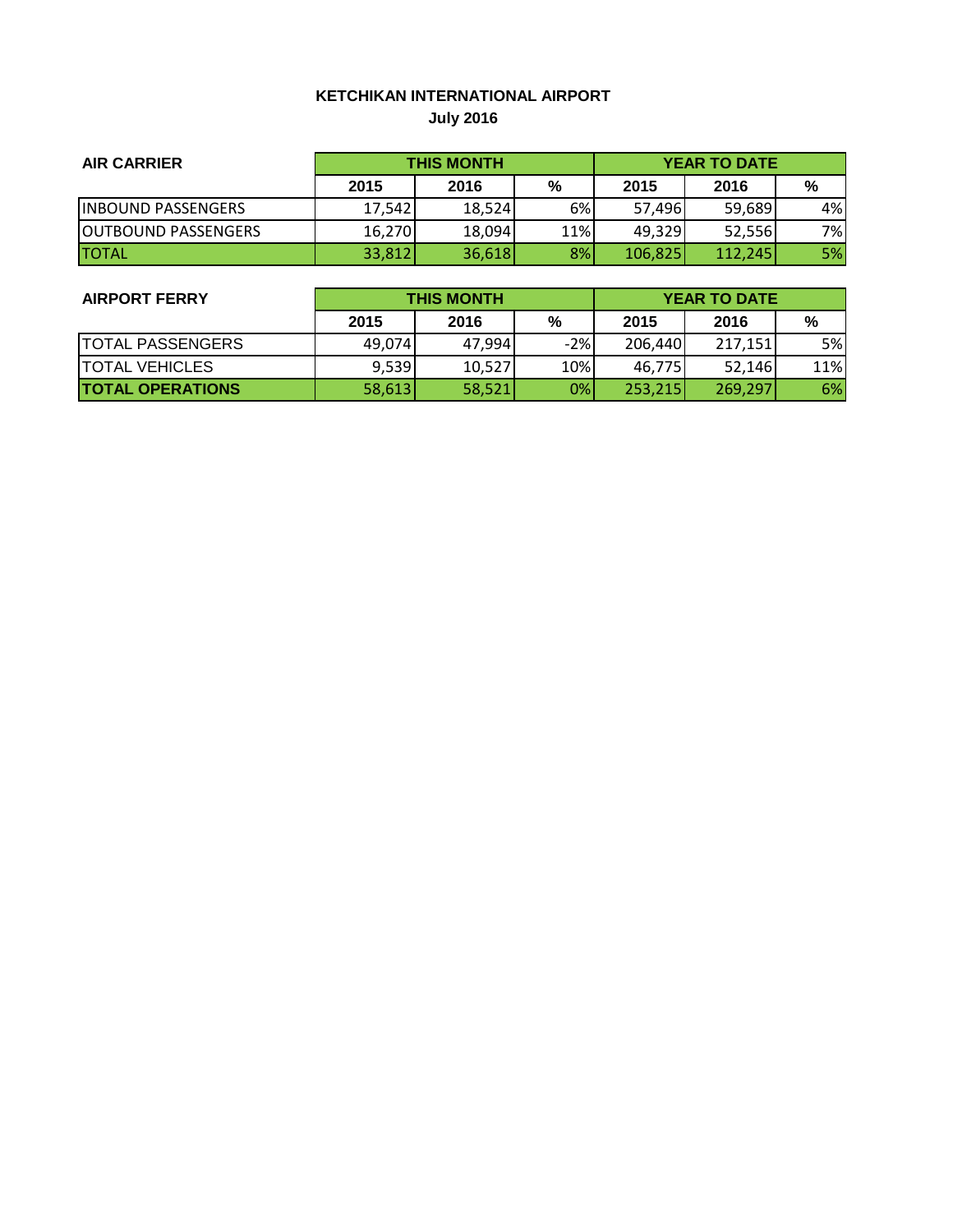**KETCHIKAN INTERNATIONAL AIRPORT**

**July 2016**

| AIR CARRIER | THIS MONTH | | | YEAR TO DATE | | |
|---|---|---|---|---|---|---|
| | 2015 | 2016 | % | 2015 | 2016 | % |
| INBOUND PASSENGERS | 17,542 | 18,524 | 6% | 57,496 | 59,689 | 4% |
| OUTBOUND PASSENGERS | 16,270 | 18,094 | 11% | 49,329 | 52,556 | 7% |
| TOTAL | 33,812 | 36,618 | 8% | 106,825 | 112,245 | 5% |

| AIRPORT FERRY | THIS MONTH | | | YEAR TO DATE | | |
|---|---|---|---|---|---|---|
| | 2015 | 2016 | % | 2015 | 2016 | % |
| TOTAL PASSENGERS | 49,074 | 47,994 | -2% | 206,440 | 217,151 | 5% |
| TOTAL VEHICLES | 9,539 | 10,527 | 10% | 46,775 | 52,146 | 11% |
| **TOTAL OPERATIONS** | 58,613 | 58,521 | 0% | 253,215 | 269,297 | 6% |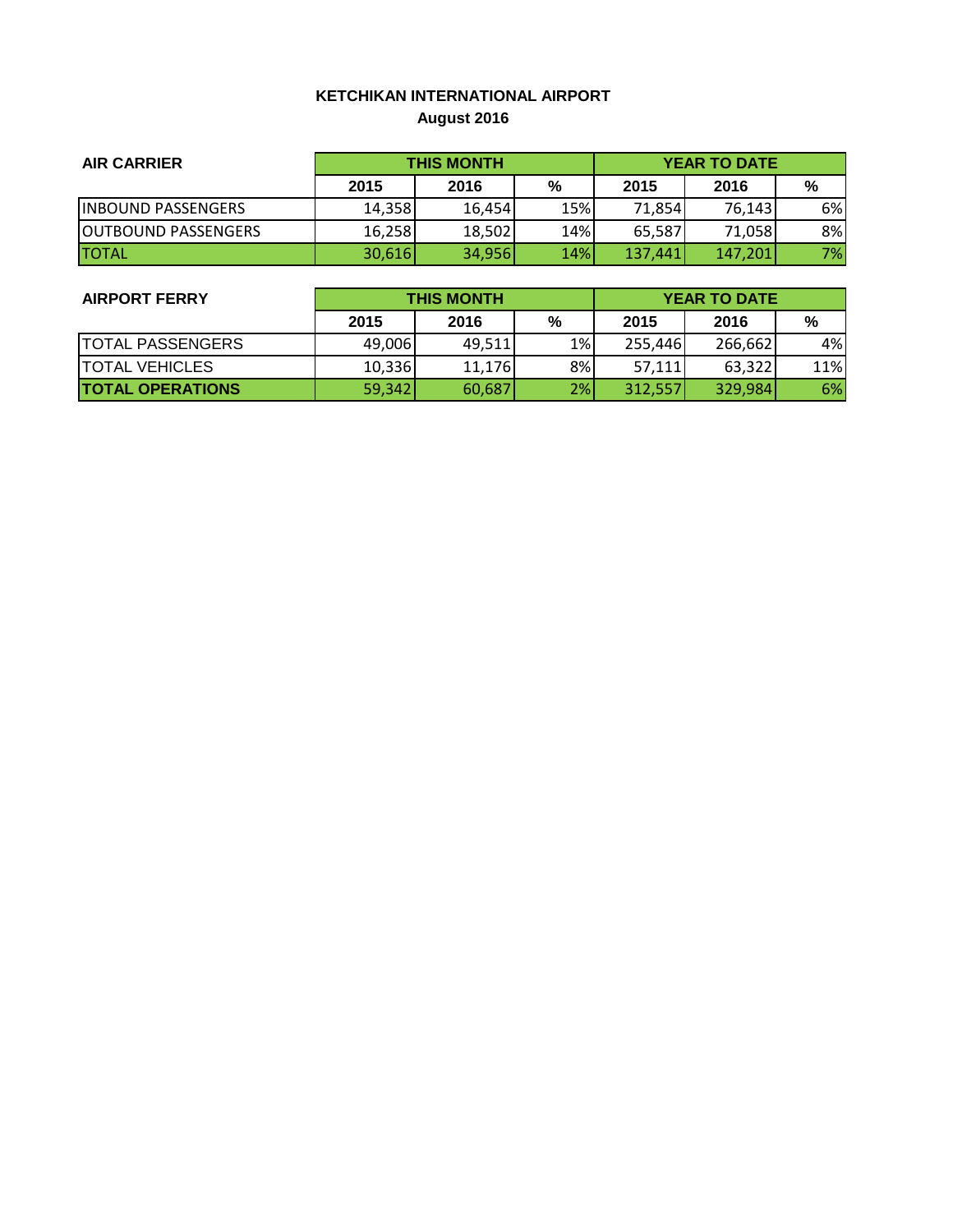**KETCHIKAN INTERNATIONAL AIRPORT**

**August 2016**

| AIR CARRIER | THIS MONTH | | | YEAR TO DATE | | |
|---|---|---|---|---|---|---|
| | 2015 | 2016 | % | 2015 | 2016 | % |
| INBOUND PASSENGERS | 14,358 | 16,454 | 15% | 71,854 | 76,143 | 6% |
| OUTBOUND PASSENGERS | 16,258 | 18,502 | 14% | 65,587 | 71,058 | 8% |
| TOTAL | 30,616 | 34,956 | 14% | 137,441 | 147,201 | 7% |

| AIRPORT FERRY | THIS MONTH | | | YEAR TO DATE | | |
|---|---|---|---|---|---|---|
| | 2015 | 2016 | % | 2015 | 2016 | % |
| TOTAL PASSENGERS | 49,006 | 49,511 | 1% | 255,446 | 266,662 | 4% |
| TOTAL VEHICLES | 10,336 | 11,176 | 8% | 57,111 | 63,322 | 11% |
| **TOTAL OPERATIONS** | 59,342 | 60,687 | 2% | 312,557 | 329,984 | 6% |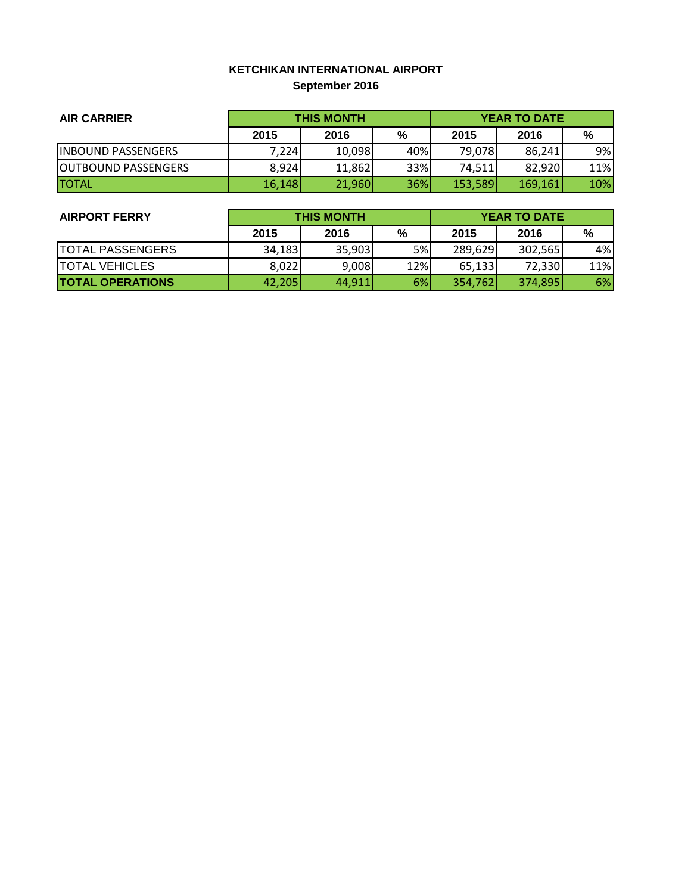**KETCHIKAN INTERNATIONAL AIRPORT**

**September 2016**

| AIR CARRIER | THIS MONTH | | | YEAR TO DATE | | |
|---|---|---|---|---|---|---|
| | 2015 | 2016 | % | 2015 | 2016 | % |
| INBOUND PASSENGERS | 7,224 | 10,098 | 40% | 79,078 | 86,241 | 9% |
| OUTBOUND PASSENGERS | 8,924 | 11,862 | 33% | 74,511 | 82,920 | 11% |
| TOTAL | 16,148 | 21,960 | 36% | 153,589 | 169,161 | 10% |

| AIRPORT FERRY | THIS MONTH | | | YEAR TO DATE | | |
|---|---|---|---|---|---|---|
| | 2015 | 2016 | % | 2015 | 2016 | % |
| TOTAL PASSENGERS | 34,183 | 35,903 | 5% | 289,629 | 302,565 | 4% |
| TOTAL VEHICLES | 8,022 | 9,008 | 12% | 65,133 | 72,330 | 11% |
| **TOTAL OPERATIONS** | 42,205 | 44,911 | 6% | 354,762 | 374,895 | 6% |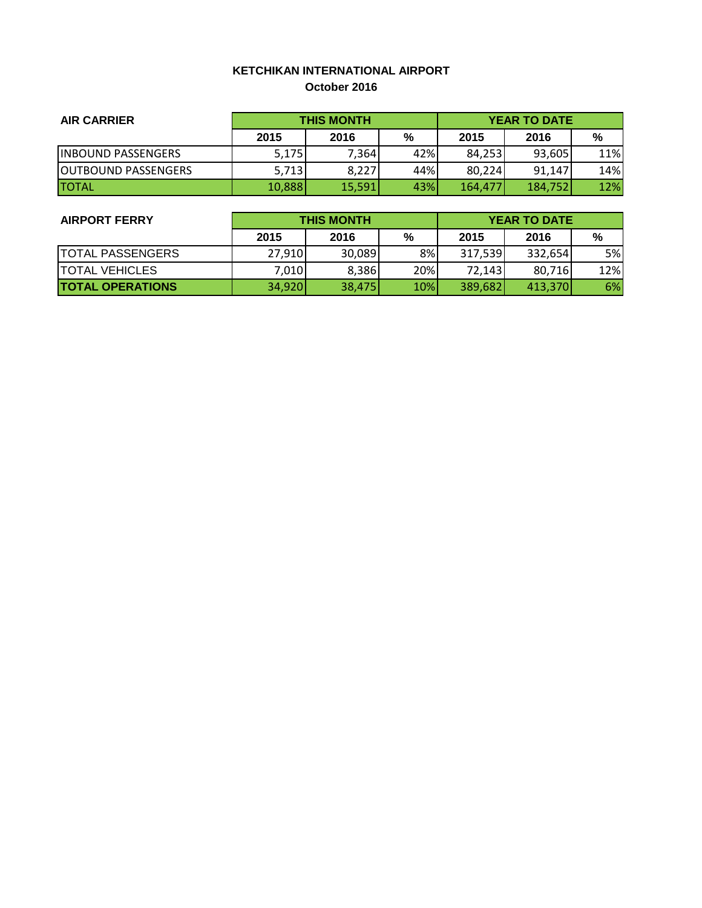**KETCHIKAN INTERNATIONAL AIRPORT**
**October 2016**

| AIR CARRIER | THIS MONTH | | | YEAR TO DATE | | |
|---|---|---|---|---|---|---|
| | 2015 | 2016 | % | 2015 | 2016 | % |
| INBOUND PASSENGERS | 5,175 | 7,364 | 42% | 84,253 | 93,605 | 11% |
| OUTBOUND PASSENGERS | 5,713 | 8,227 | 44% | 80,224 | 91,147 | 14% |
| TOTAL | 10,888 | 15,591 | 43% | 164,477 | 184,752 | 12% |

| AIRPORT FERRY | THIS MONTH | | | YEAR TO DATE | | |
|---|---|---|---|---|---|---|
| | 2015 | 2016 | % | 2015 | 2016 | % |
| TOTAL PASSENGERS | 27,910 | 30,089 | 8% | 317,539 | 332,654 | 5% |
| TOTAL VEHICLES | 7,010 | 8,386 | 20% | 72,143 | 80,716 | 12% |
| **TOTAL OPERATIONS** | 34,920 | 38,475 | 10% | 389,682 | 413,370 | 6% |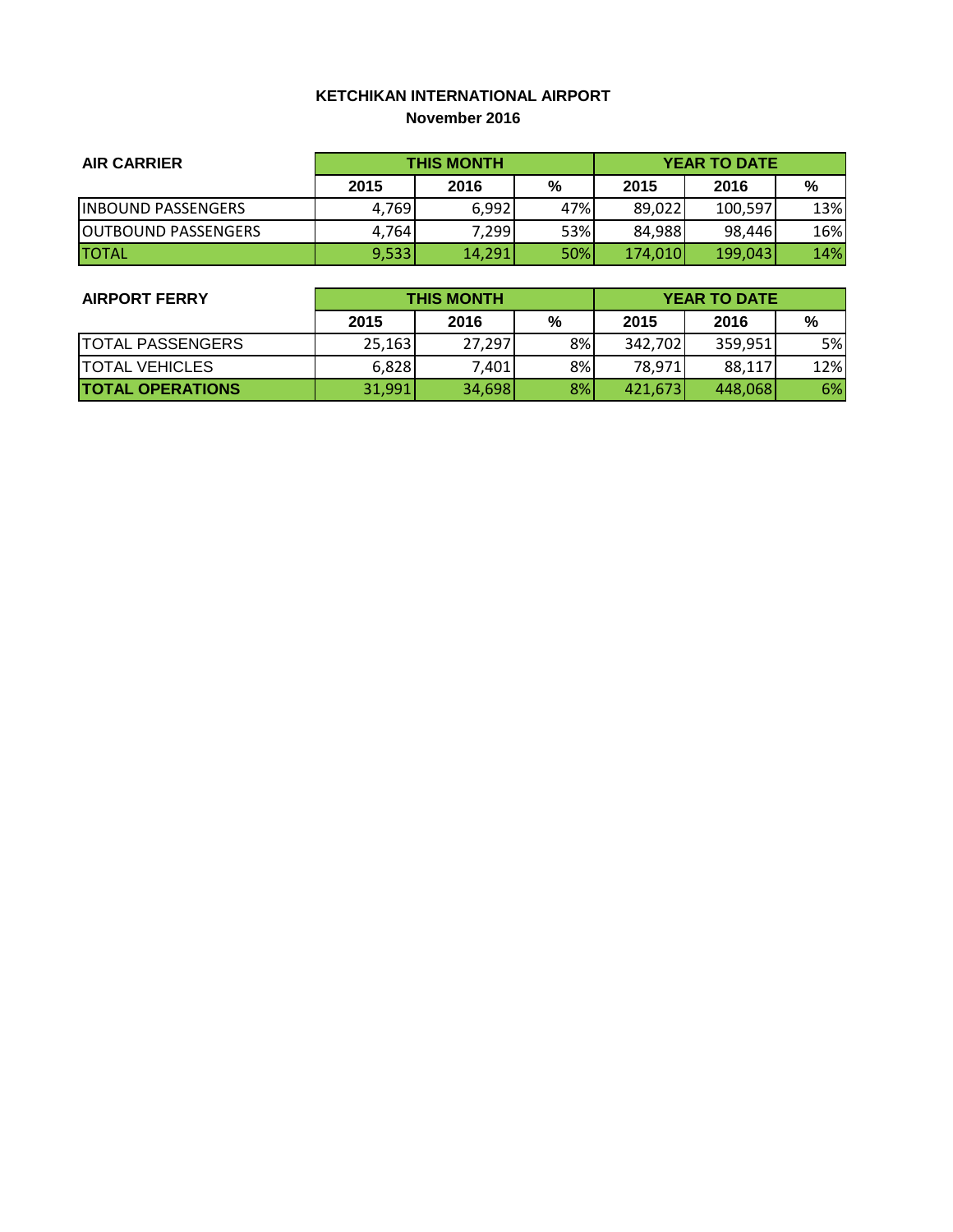**KETCHIKAN INTERNATIONAL AIRPORT**

**November 2016**

| AIR CARRIER | THIS MONTH | | | YEAR TO DATE | | |
|---|---|---|---|---|---|---|
| | 2015 | 2016 | % | 2015 | 2016 | % |
| INBOUND PASSENGERS | 4,769 | 6,992 | 47% | 89,022 | 100,597 | 13% |
| OUTBOUND PASSENGERS | 4,764 | 7,299 | 53% | 84,988 | 98,446 | 16% |
| TOTAL | 9,533 | 14,291 | 50% | 174,010 | 199,043 | 14% |

| AIRPORT FERRY | THIS MONTH | | | YEAR TO DATE | | |
|---|---|---|---|---|---|---|
| | 2015 | 2016 | % | 2015 | 2016 | % |
| TOTAL PASSENGERS | 25,163 | 27,297 | 8% | 342,702 | 359,951 | 5% |
| TOTAL VEHICLES | 6,828 | 7,401 | 8% | 78,971 | 88,117 | 12% |
| **TOTAL OPERATIONS** | 31,991 | 34,698 | 8% | 421,673 | 448,068 | 6% |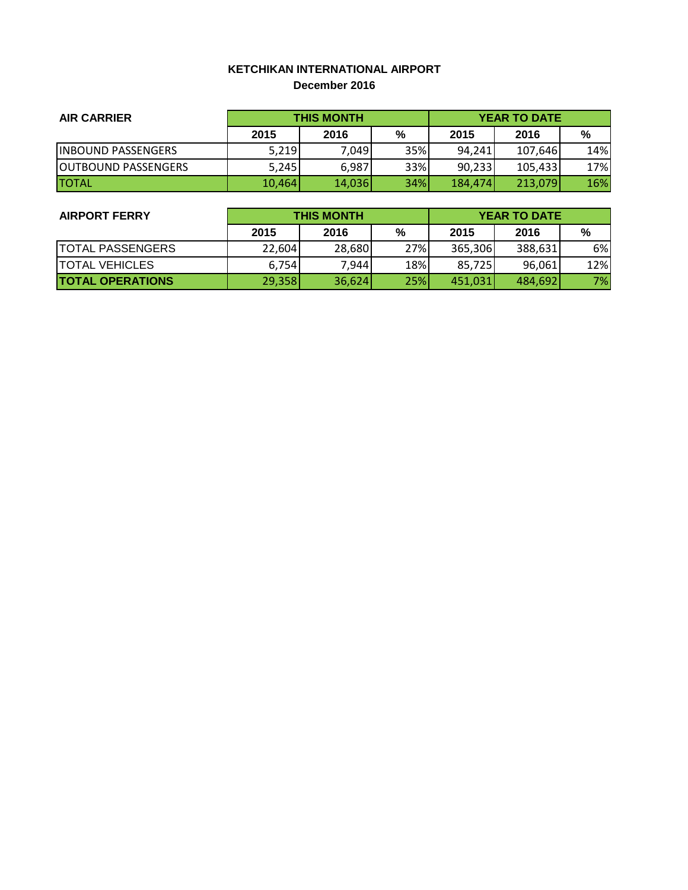**KETCHIKAN INTERNATIONAL AIRPORT**
**December 2016**

| AIR CARRIER | THIS MONTH | | | YEAR TO DATE | | |
|---|---|---|---|---|---|---|
| | 2015 | 2016 | % | 2015 | 2016 | % |
| INBOUND PASSENGERS | 5,219 | 7,049 | 35% | 94,241 | 107,646 | 14% |
| OUTBOUND PASSENGERS | 5,245 | 6,987 | 33% | 90,233 | 105,433 | 17% |
| TOTAL | 10,464 | 14,036 | 34% | 184,474 | 213,079 | 16% |

| AIRPORT FERRY | THIS MONTH | | | YEAR TO DATE | | |
|---|---|---|---|---|---|---|
| | 2015 | 2016 | % | 2015 | 2016 | % |
| TOTAL PASSENGERS | 22,604 | 28,680 | 27% | 365,306 | 388,631 | 6% |
| TOTAL VEHICLES | 6,754 | 7,944 | 18% | 85,725 | 96,061 | 12% |
| **TOTAL OPERATIONS** | 29,358 | 36,624 | 25% | 451,031 | 484,692 | 7% |